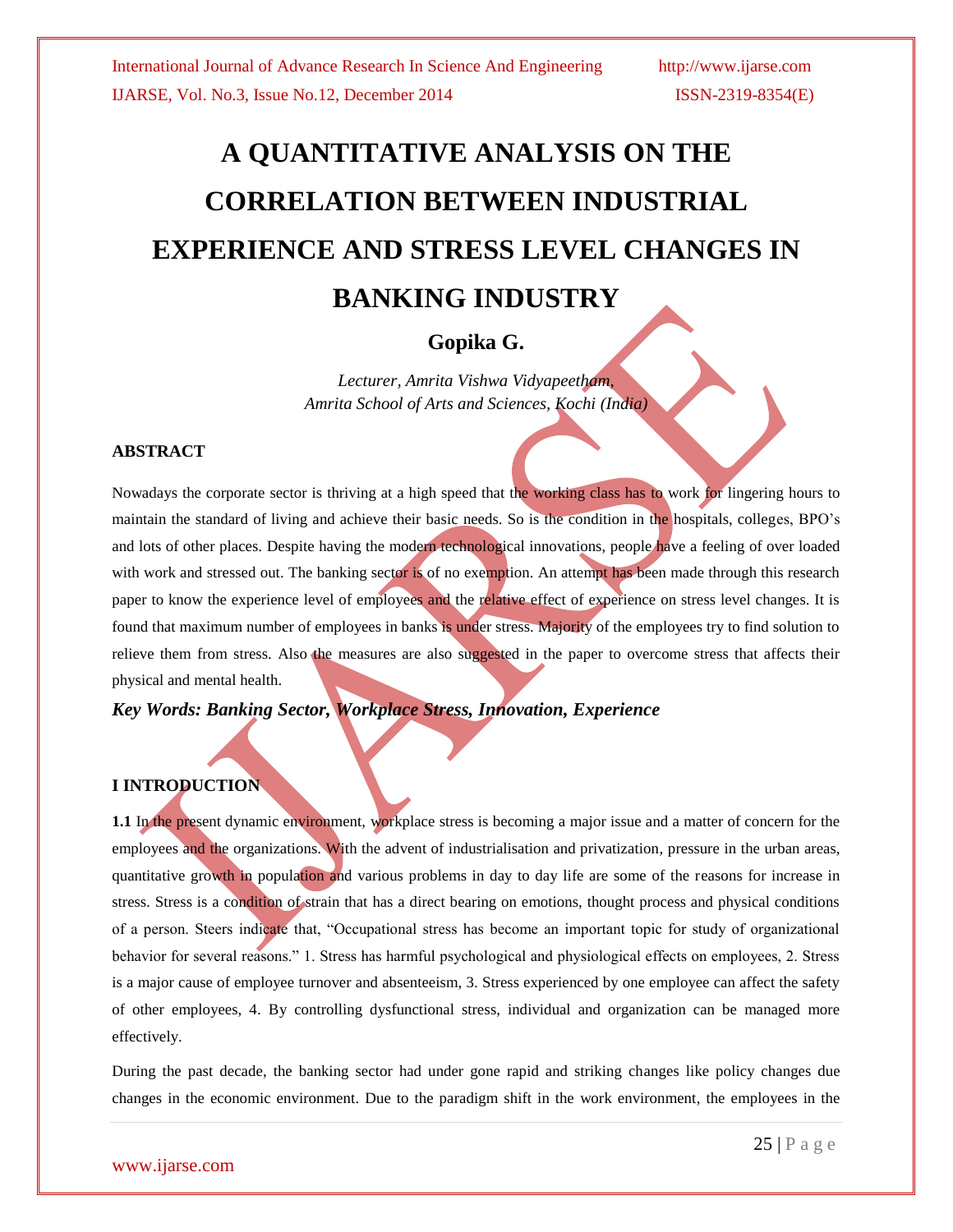# A QUANTITATIVE ANALYSIS ON THE CORRELATION BETWEEN INDUSTRIAL EXPERIENCE AND STRESS LEVEL CHANGES IN BANKING INDUSTRY

## Gopika G.

*Lecturer, Amrita Vishwa Vidyapeetham,*
*Amrita School of Arts and Sciences, Kochi (India)*

### ABSTRACT

Nowadays the corporate sector is thriving at a high speed that the working class has to work for lingering hours to maintain the standard of living and achieve their basic needs. So is the condition in the hospitals, colleges, BPO's and lots of other places. Despite having the modern technological innovations, people have a feeling of over loaded with work and stressed out. The banking sector is of no exemption. An attempt has been made through this research paper to know the experience level of employees and the relative effect of experience on stress level changes. It is found that maximum number of employees in banks is under stress. Majority of the employees try to find solution to relieve them from stress. Also the measures are also suggested in the paper to overcome stress that affects their physical and mental health.

***Key Words: Banking Sector, Workplace Stress, Innovation, Experience***

### I INTRODUCTION

**1.1** In the present dynamic environment, workplace stress is becoming a major issue and a matter of concern for the employees and the organizations. With the advent of industrialisation and privatization, pressure in the urban areas, quantitative growth in population and various problems in day to day life are some of the reasons for increase in stress. Stress is a condition of strain that has a direct bearing on emotions, thought process and physical conditions of a person. Steers indicate that, "Occupational stress has become an important topic for study of organizational behavior for several reasons." 1. Stress has harmful psychological and physiological effects on employees, 2. Stress is a major cause of employee turnover and absenteeism, 3. Stress experienced by one employee can affect the safety of other employees, 4. By controlling dysfunctional stress, individual and organization can be managed more effectively.

During the past decade, the banking sector had under gone rapid and striking changes like policy changes due changes in the economic environment. Due to the paradigm shift in the work environment, the employees in the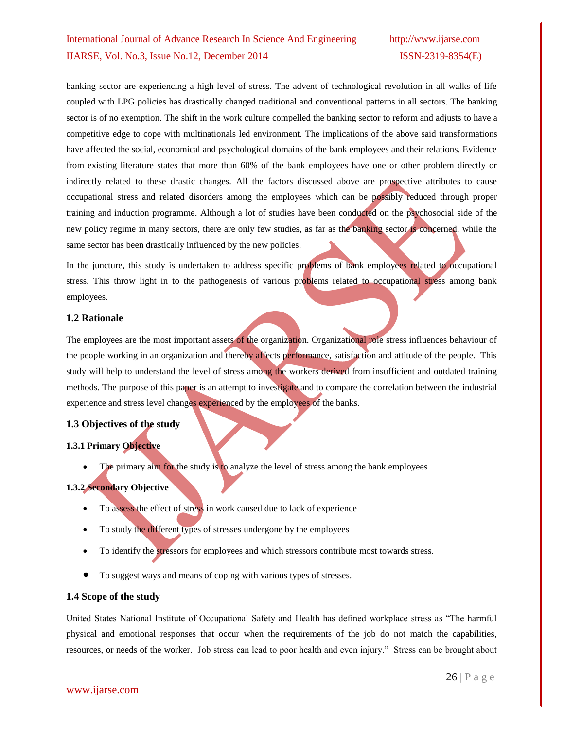banking sector are experiencing a high level of stress. The advent of technological revolution in all walks of life coupled with LPG policies has drastically changed traditional and conventional patterns in all sectors. The banking sector is of no exemption. The shift in the work culture compelled the banking sector to reform and adjusts to have a competitive edge to cope with multinationals led environment. The implications of the above said transformations have affected the social, economical and psychological domains of the bank employees and their relations. Evidence from existing literature states that more than 60% of the bank employees have one or other problem directly or indirectly related to these drastic changes. All the factors discussed above are prospective attributes to cause occupational stress and related disorders among the employees which can be possibly reduced through proper training and induction programme. Although a lot of studies have been conducted on the psychosocial side of the new policy regime in many sectors, there are only few studies, as far as the banking sector is concerned, while the same sector has been drastically influenced by the new policies.

In the juncture, this study is undertaken to address specific problems of bank employees related to occupational stress. This throw light in to the pathogenesis of various problems related to occupational stress among bank employees.

## 1.2 Rationale

The employees are the most important assets of the organization. Organizational role stress influences behaviour of the people working in an organization and thereby affects performance, satisfaction and attitude of the people. This study will help to understand the level of stress among the workers derived from insufficient and outdated training methods. The purpose of this paper is an attempt to investigate and to compare the correlation between the industrial experience and stress level changes experienced by the employees of the banks.

## 1.3 Objectives of the study

### 1.3.1 Primary Objective

- The primary aim for the study is to analyze the level of stress among the bank employees

### 1.3.2 Secondary Objective

- To assess the effect of stress in work caused due to lack of experience
- To study the different types of stresses undergone by the employees
- To identify the stressors for employees and which stressors contribute most towards stress.
- To suggest ways and means of coping with various types of stresses.

## 1.4 Scope of the study

United States National Institute of Occupational Safety and Health has defined workplace stress as "The harmful physical and emotional responses that occur when the requirements of the job do not match the capabilities, resources, or needs of the worker. Job stress can lead to poor health and even injury." Stress can be brought about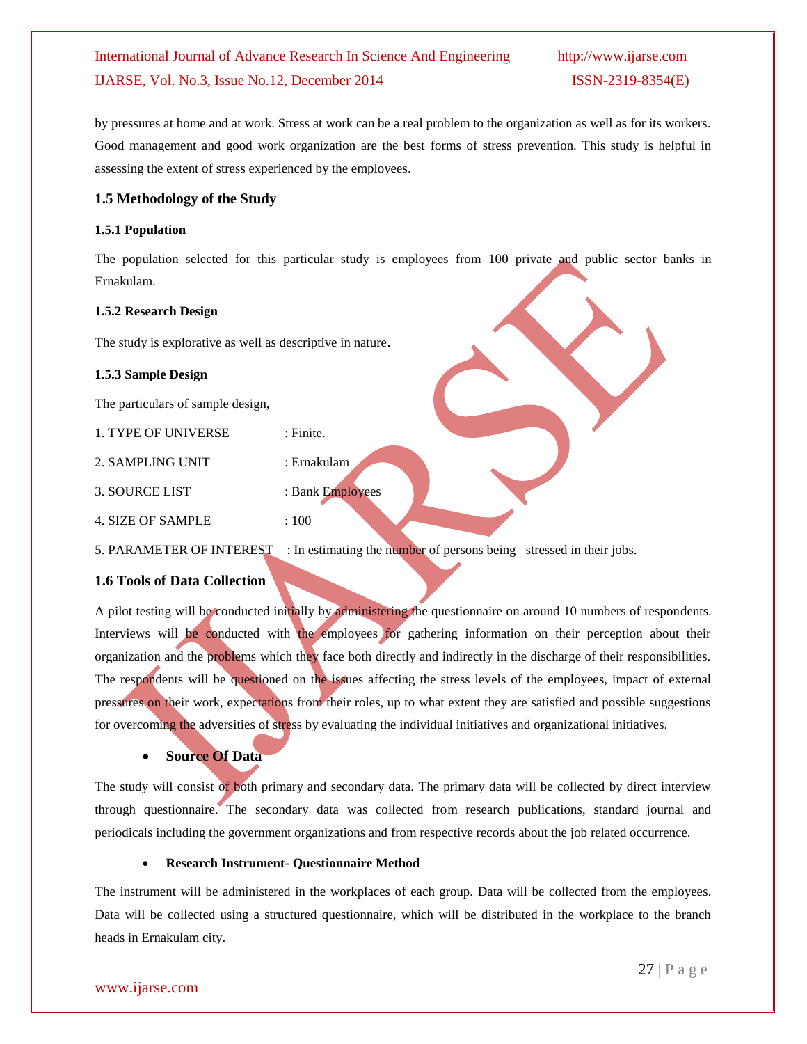by pressures at home and at work. Stress at work can be a real problem to the organization as well as for its workers. Good management and good work organization are the best forms of stress prevention. This study is helpful in assessing the extent of stress experienced by the employees.

### 1.5 Methodology of the Study

#### 1.5.1 Population

The population selected for this particular study is employees from 100 private and public sector banks in Ernakulam.

#### 1.5.2 Research Design

The study is explorative as well as descriptive in nature.

#### 1.5.3 Sample Design

The particulars of sample design,

1. TYPE OF UNIVERSE : Finite.
2. SAMPLING UNIT : Ernakulam
3. SOURCE LIST : Bank Employees
4. SIZE OF SAMPLE : 100
5. PARAMETER OF INTEREST : In estimating the number of persons being stressed in their jobs.

### 1.6 Tools of Data Collection

A pilot testing will be conducted initially by administering the questionnaire on around 10 numbers of respondents. Interviews will be conducted with the employees for gathering information on their perception about their organization and the problems which they face both directly and indirectly in the discharge of their responsibilities. The respondents will be questioned on the issues affecting the stress levels of the employees, impact of external pressures on their work, expectations from their roles, up to what extent they are satisfied and possible suggestions for overcoming the adversities of stress by evaluating the individual initiatives and organizational initiatives.

- **Source Of Data**

The study will consist of both primary and secondary data. The primary data will be collected by direct interview through questionnaire. The secondary data was collected from research publications, standard journal and periodicals including the government organizations and from respective records about the job related occurrence.

- **Research Instrument- Questionnaire Method**

The instrument will be administered in the workplaces of each group. Data will be collected from the employees. Data will be collected using a structured questionnaire, which will be distributed in the workplace to the branch heads in Ernakulam city.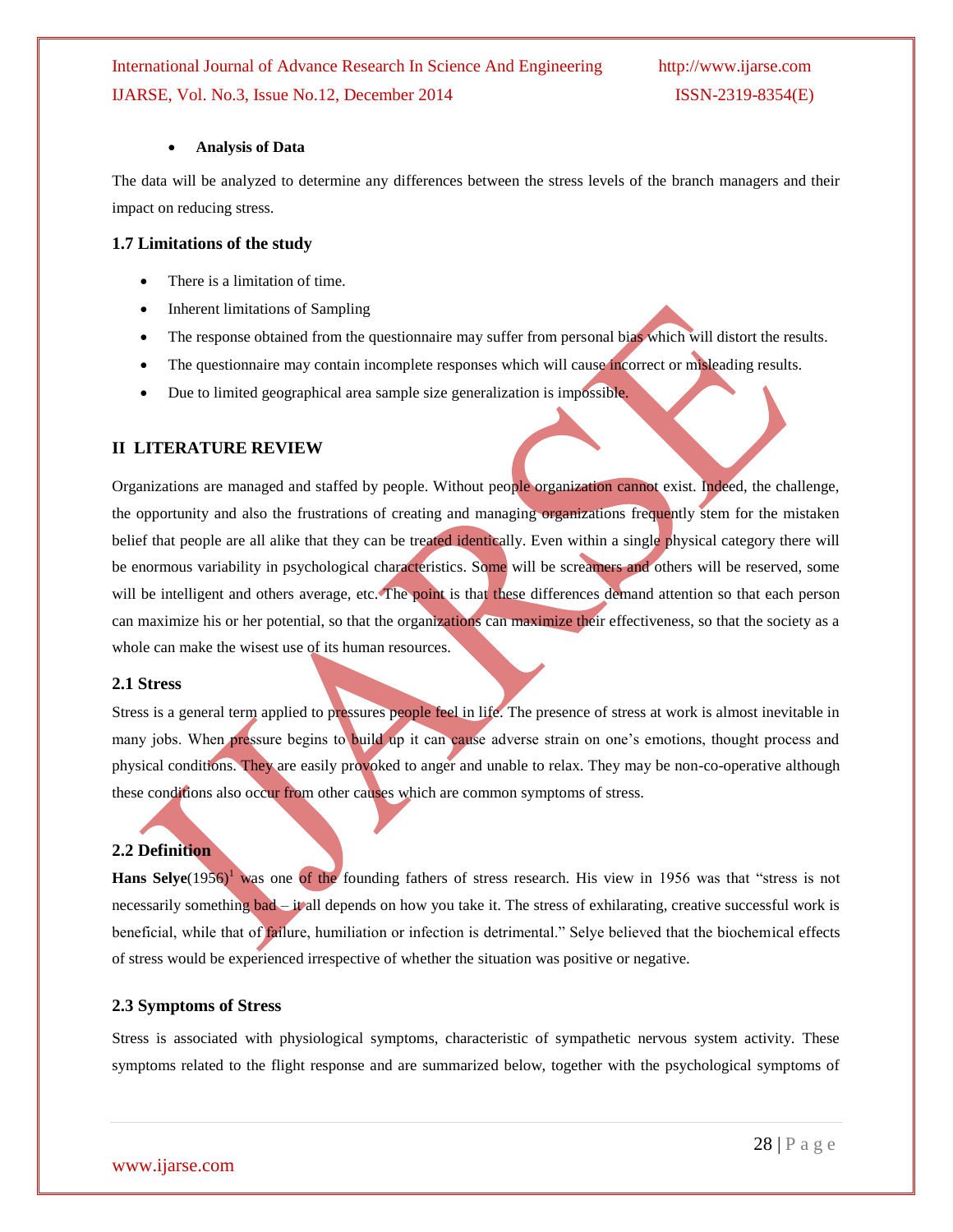- **Analysis of Data**

The data will be analyzed to determine any differences between the stress levels of the branch managers and their impact on reducing stress.

### 1.7 Limitations of the study

- There is a limitation of time.
- Inherent limitations of Sampling
- The response obtained from the questionnaire may suffer from personal bias which will distort the results.
- The questionnaire may contain incomplete responses which will cause incorrect or misleading results.
- Due to limited geographical area sample size generalization is impossible.

## II LITERATURE REVIEW

Organizations are managed and staffed by people. Without people organization cannot exist. Indeed, the challenge, the opportunity and also the frustrations of creating and managing organizations frequently stem for the mistaken belief that people are all alike that they can be treated identically. Even within a single physical category there will be enormous variability in psychological characteristics. Some will be screamers and others will be reserved, some will be intelligent and others average, etc. The point is that these differences demand attention so that each person can maximize his or her potential, so that the organizations can maximize their effectiveness, so that the society as a whole can make the wisest use of its human resources.

### 2.1 Stress

Stress is a general term applied to pressures people feel in life. The presence of stress at work is almost inevitable in many jobs. When pressure begins to build up it can cause adverse strain on one's emotions, thought process and physical conditions. They are easily provoked to anger and unable to relax. They may be non-co-operative although these conditions also occur from other causes which are common symptoms of stress.

### 2.2 Definition

**Hans Selye**(1956)[1] was one of the founding fathers of stress research. His view in 1956 was that "stress is not necessarily something bad – it all depends on how you take it. The stress of exhilarating, creative successful work is beneficial, while that of failure, humiliation or infection is detrimental." Selye believed that the biochemical effects of stress would be experienced irrespective of whether the situation was positive or negative.

### 2.3 Symptoms of Stress

Stress is associated with physiological symptoms, characteristic of sympathetic nervous system activity. These symptoms related to the flight response and are summarized below, together with the psychological symptoms of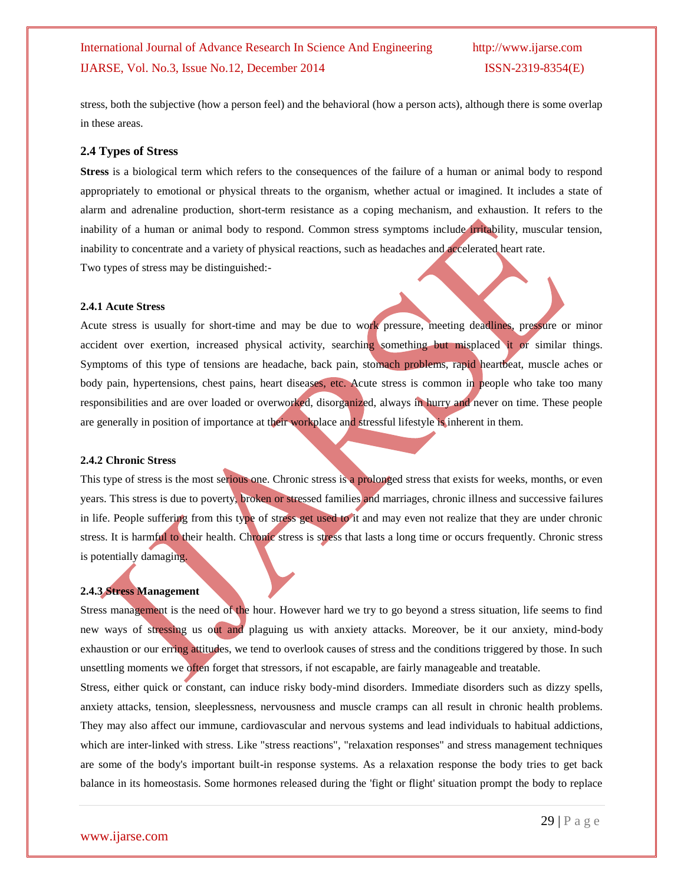stress, both the subjective (how a person feel) and the behavioral (how a person acts), although there is some overlap in these areas.

### 2.4 Types of Stress

**Stress** is a biological term which refers to the consequences of the failure of a human or animal body to respond appropriately to emotional or physical threats to the organism, whether actual or imagined. It includes a state of alarm and adrenaline production, short-term resistance as a coping mechanism, and exhaustion. It refers to the inability of a human or animal body to respond. Common stress symptoms include irritability, muscular tension, inability to concentrate and a variety of physical reactions, such as headaches and accelerated heart rate.

Two types of stress may be distinguished:-

#### 2.4.1 Acute Stress

Acute stress is usually for short-time and may be due to work pressure, meeting deadlines, pressure or minor accident over exertion, increased physical activity, searching something but misplaced it or similar things. Symptoms of this type of tensions are headache, back pain, stomach problems, rapid heartbeat, muscle aches or body pain, hypertensions, chest pains, heart diseases, etc. Acute stress is common in people who take too many responsibilities and are over loaded or overworked, disorganized, always in hurry and never on time. These people are generally in position of importance at their workplace and stressful lifestyle is inherent in them.

#### 2.4.2 Chronic Stress

This type of stress is the most serious one. Chronic stress is a prolonged stress that exists for weeks, months, or even years. This stress is due to poverty, broken or stressed families and marriages, chronic illness and successive failures in life. People suffering from this type of stress get used to it and may even not realize that they are under chronic stress. It is harmful to their health. Chronic stress is stress that lasts a long time or occurs frequently. Chronic stress is potentially damaging.

#### 2.4.3 Stress Management

Stress management is the need of the hour. However hard we try to go beyond a stress situation, life seems to find new ways of stressing us out and plaguing us with anxiety attacks. Moreover, be it our anxiety, mind-body exhaustion or our erring attitudes, we tend to overlook causes of stress and the conditions triggered by those. In such unsettling moments we often forget that stressors, if not escapable, are fairly manageable and treatable.

Stress, either quick or constant, can induce risky body-mind disorders. Immediate disorders such as dizzy spells, anxiety attacks, tension, sleeplessness, nervousness and muscle cramps can all result in chronic health problems. They may also affect our immune, cardiovascular and nervous systems and lead individuals to habitual addictions, which are inter-linked with stress. Like "stress reactions", "relaxation responses" and stress management techniques are some of the body's important built-in response systems. As a relaxation response the body tries to get back balance in its homeostasis. Some hormones released during the 'fight or flight' situation prompt the body to replace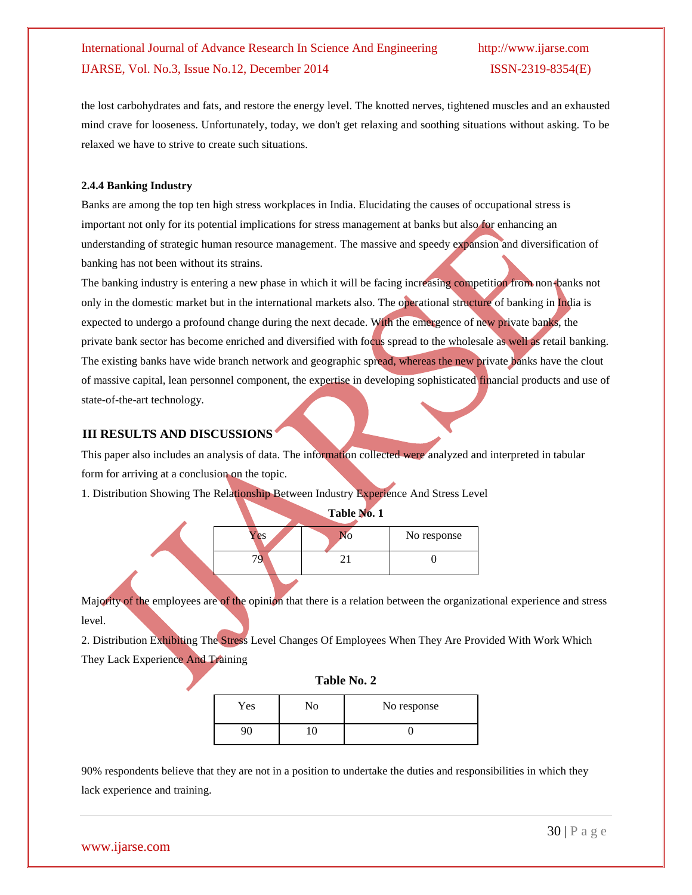the lost carbohydrates and fats, and restore the energy level. The knotted nerves, tightened muscles and an exhausted mind crave for looseness. Unfortunately, today, we don't get relaxing and soothing situations without asking. To be relaxed we have to strive to create such situations.

#### 2.4.4 Banking Industry

Banks are among the top ten high stress workplaces in India. Elucidating the causes of occupational stress is important not only for its potential implications for stress management at banks but also for enhancing an understanding of strategic human resource management. The massive and speedy expansion and diversification of banking has not been without its strains.

The banking industry is entering a new phase in which it will be facing increasing competition from non-banks not only in the domestic market but in the international markets also. The operational structure of banking in India is expected to undergo a profound change during the next decade. With the emergence of new private banks, the private bank sector has become enriched and diversified with focus spread to the wholesale as well as retail banking. The existing banks have wide branch network and geographic spread, whereas the new private banks have the clout of massive capital, lean personnel component, the expertise in developing sophisticated financial products and use of state-of-the-art technology.

## III RESULTS AND DISCUSSIONS

This paper also includes an analysis of data. The information collected were analyzed and interpreted in tabular form for arriving at a conclusion on the topic.

1. Distribution Showing The Relationship Between Industry Experience And Stress Level

**Table No. 1**

| Yes | No | No response |
|---|---|---|
| 79 | 21 | 0 |

Majority of the employees are of the opinion that there is a relation between the organizational experience and stress level.

2. Distribution Exhibiting The Stress Level Changes Of Employees When They Are Provided With Work Which They Lack Experience And Training

**Table No. 2**

| Yes | No | No response |
|---|---|---|
| 90 | 10 | 0 |

90% respondents believe that they are not in a position to undertake the duties and responsibilities in which they lack experience and training.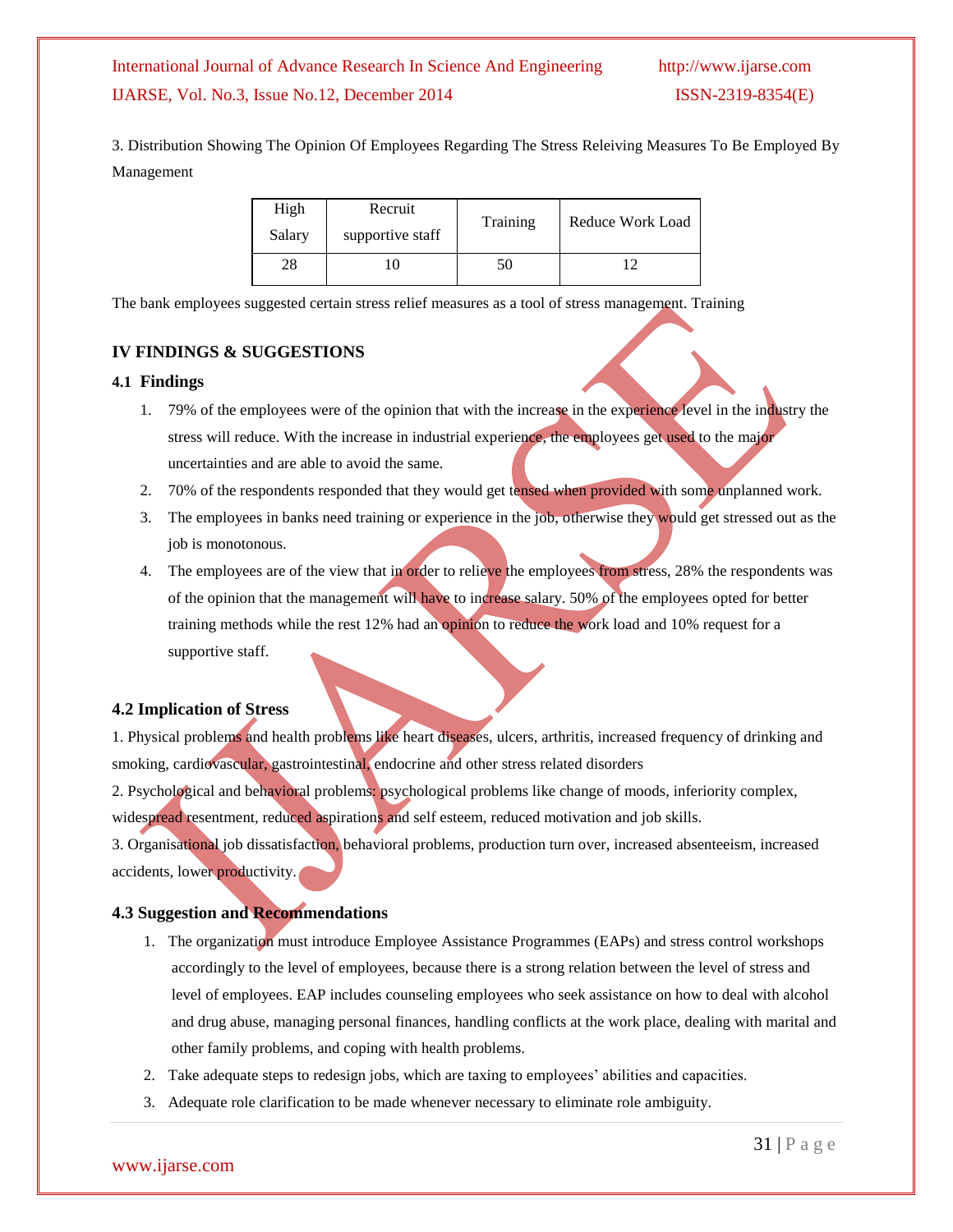3. Distribution Showing The Opinion Of Employees Regarding The Stress Releiving Measures To Be Employed By Management

| High Salary | Recruit supportive staff | Training | Reduce Work Load |
|---|---|---|---|
| 28 | 10 | 50 | 12 |

The bank employees suggested certain stress relief measures as a tool of stress management. Training

## IV FINDINGS & SUGGESTIONS

### 4.1 Findings

1. 79% of the employees were of the opinion that with the increase in the experience level in the industry the stress will reduce. With the increase in industrial experience, the employees get used to the major uncertainties and are able to avoid the same.
2. 70% of the respondents responded that they would get tensed when provided with some unplanned work.
3. The employees in banks need training or experience in the job, otherwise they would get stressed out as the job is monotonous.
4. The employees are of the view that in order to relieve the employees from stress, 28% the respondents was of the opinion that the management will have to increase salary. 50% of the employees opted for better training methods while the rest 12% had an opinion to reduce the work load and 10% request for a supportive staff.

### 4.2 Implication of Stress

1. Physical problems and health problems like heart diseases, ulcers, arthritis, increased frequency of drinking and smoking, cardiovascular, gastrointestinal, endocrine and other stress related disorders
2. Psychological and behavioral problems: psychological problems like change of moods, inferiority complex, widespread resentment, reduced aspirations and self esteem, reduced motivation and job skills.
3. Organisational job dissatisfaction, behavioral problems, production turn over, increased absenteeism, increased accidents, lower productivity.

### 4.3 Suggestion and Recommendations

1. The organization must introduce Employee Assistance Programmes (EAPs) and stress control workshops accordingly to the level of employees, because there is a strong relation between the level of stress and level of employees. EAP includes counseling employees who seek assistance on how to deal with alcohol and drug abuse, managing personal finances, handling conflicts at the work place, dealing with marital and other family problems, and coping with health problems.
2. Take adequate steps to redesign jobs, which are taxing to employees' abilities and capacities.
3. Adequate role clarification to be made whenever necessary to eliminate role ambiguity.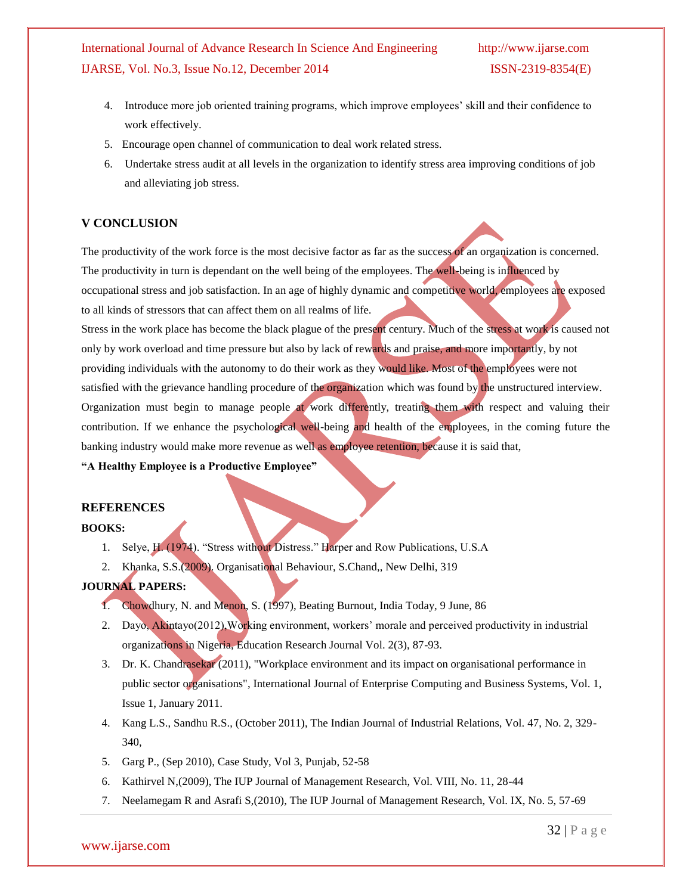4. Introduce more job oriented training programs, which improve employees' skill and their confidence to work effectively.
5. Encourage open channel of communication to deal work related stress.
6. Undertake stress audit at all levels in the organization to identify stress area improving conditions of job and alleviating job stress.

## V CONCLUSION

The productivity of the work force is the most decisive factor as far as the success of an organization is concerned. The productivity in turn is dependant on the well being of the employees. The well-being is influenced by occupational stress and job satisfaction. In an age of highly dynamic and competitive world, employees are exposed to all kinds of stressors that can affect them on all realms of life.

Stress in the work place has become the black plague of the present century. Much of the stress at work is caused not only by work overload and time pressure but also by lack of rewards and praise, and more importantly, by not providing individuals with the autonomy to do their work as they would like. Most of the employees were not satisfied with the grievance handling procedure of the organization which was found by the unstructured interview. Organization must begin to manage people at work differently, treating them with respect and valuing their contribution. If we enhance the psychological well-being and health of the employees, in the coming future the banking industry would make more revenue as well as employee retention, because it is said that,

**"A Healthy Employee is a Productive Employee"**

## REFERENCES

**BOOKS:**

1. Selye, H. (1974). "Stress without Distress." Harper and Row Publications, U.S.A
2. Khanka, S.S.(2009). Organisational Behaviour, S.Chand,, New Delhi, 319

**JOURNAL PAPERS:**

1. Chowdhury, N. and Menon, S. (1997), Beating Burnout, India Today, 9 June, 86
2. Dayo, Akintayo(2012),Working environment, workers' morale and perceived productivity in industrial organizations in Nigeria, Education Research Journal Vol. 2(3), 87-93.
3. Dr. K. Chandrasekar (2011), "Workplace environment and its impact on organisational performance in public sector organisations", International Journal of Enterprise Computing and Business Systems, Vol. 1, Issue 1, January 2011.
4. Kang L.S., Sandhu R.S., (October 2011), The Indian Journal of Industrial Relations, Vol. 47, No. 2, 329-340,
5. Garg P., (Sep 2010), Case Study, Vol 3, Punjab, 52-58
6. Kathirvel N,(2009), The IUP Journal of Management Research, Vol. VIII, No. 11, 28-44
7. Neelamegam R and Asrafi S,(2010), The IUP Journal of Management Research, Vol. IX, No. 5, 57-69